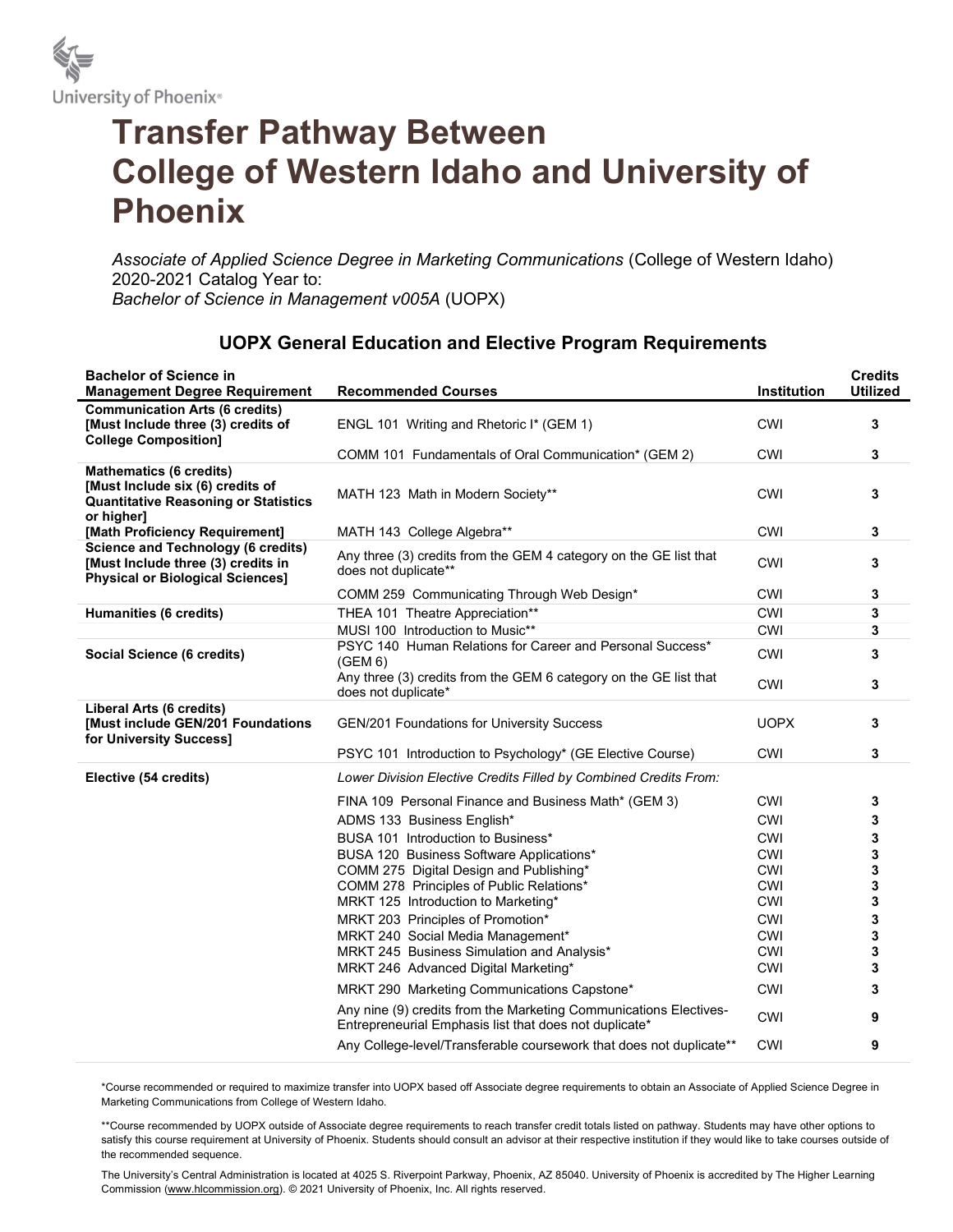University of Phoenix®

# Transfer Pathway Between College of Western Idaho and University of Phoenix

*Associate of Applied Science Degree in Marketing Communications* (College of Western Idaho) 2020-2021 Catalog Year to:
*Bachelor of Science in Management v005A* (UOPX)

## UOPX General Education and Elective Program Requirements

| Bachelor of Science in Management Degree Requirement | Recommended Courses | Institution | Credits Utilized |
|---|---|---|---|
| **Communication Arts (6 credits) [Must Include three (3) credits of College Composition]** | ENGL 101 Writing and Rhetoric I* (GEM 1) | CWI | 3 |
| | COMM 101 Fundamentals of Oral Communication* (GEM 2) | CWI | 3 |
| **Mathematics (6 credits) [Must Include six (6) credits of Quantitative Reasoning or Statistics or higher]** | MATH 123 Math in Modern Society** | CWI | 3 |
| **[Math Proficiency Requirement]** | MATH 143 College Algebra** | CWI | 3 |
| **Science and Technology (6 credits) [Must Include three (3) credits in Physical or Biological Sciences]** | Any three (3) credits from the GEM 4 category on the GE list that does not duplicate** | CWI | 3 |
| | COMM 259 Communicating Through Web Design* | CWI | 3 |
| **Humanities (6 credits)** | THEA 101 Theatre Appreciation** | CWI | 3 |
| | MUSI 100 Introduction to Music** | CWI | 3 |
| **Social Science (6 credits)** | PSYC 140 Human Relations for Career and Personal Success* (GEM 6) | CWI | 3 |
| | Any three (3) credits from the GEM 6 category on the GE list that does not duplicate* | CWI | 3 |
| **Liberal Arts (6 credits) [Must include GEN/201 Foundations for University Success]** | GEN/201 Foundations for University Success | UOPX | 3 |
| | PSYC 101 Introduction to Psychology* (GE Elective Course) | CWI | 3 |
| **Elective (54 credits)** | *Lower Division Elective Credits Filled by Combined Credits From:* | | |
| | FINA 109 Personal Finance and Business Math* (GEM 3) | CWI | 3 |
| | ADMS 133 Business English* | CWI | 3 |
| | BUSA 101 Introduction to Business* | CWI | 3 |
| | BUSA 120 Business Software Applications* | CWI | 3 |
| | COMM 275 Digital Design and Publishing* | CWI | 3 |
| | COMM 278 Principles of Public Relations* | CWI | 3 |
| | MRKT 125 Introduction to Marketing* | CWI | 3 |
| | MRKT 203 Principles of Promotion* | CWI | 3 |
| | MRKT 240 Social Media Management* | CWI | 3 |
| | MRKT 245 Business Simulation and Analysis* | CWI | 3 |
| | MRKT 246 Advanced Digital Marketing* | CWI | 3 |
| | MRKT 290 Marketing Communications Capstone* | CWI | 3 |
| | Any nine (9) credits from the Marketing Communications Electives-Entrepreneurial Emphasis list that does not duplicate* | CWI | 9 |
| | Any College-level/Transferable coursework that does not duplicate** | CWI | 9 |

*Course recommended or required to maximize transfer into UOPX based off Associate degree requirements to obtain an Associate of Applied Science Degree in Marketing Communications from College of Western Idaho.

**Course recommended by UOPX outside of Associate degree requirements to reach transfer credit totals listed on pathway. Students may have other options to satisfy this course requirement at University of Phoenix. Students should consult an advisor at their respective institution if they would like to take courses outside of the recommended sequence.

The University's Central Administration is located at 4025 S. Riverpoint Parkway, Phoenix, AZ 85040. University of Phoenix is accredited by The Higher Learning Commission (www.hlcommission.org). © 2021 University of Phoenix, Inc. All rights reserved.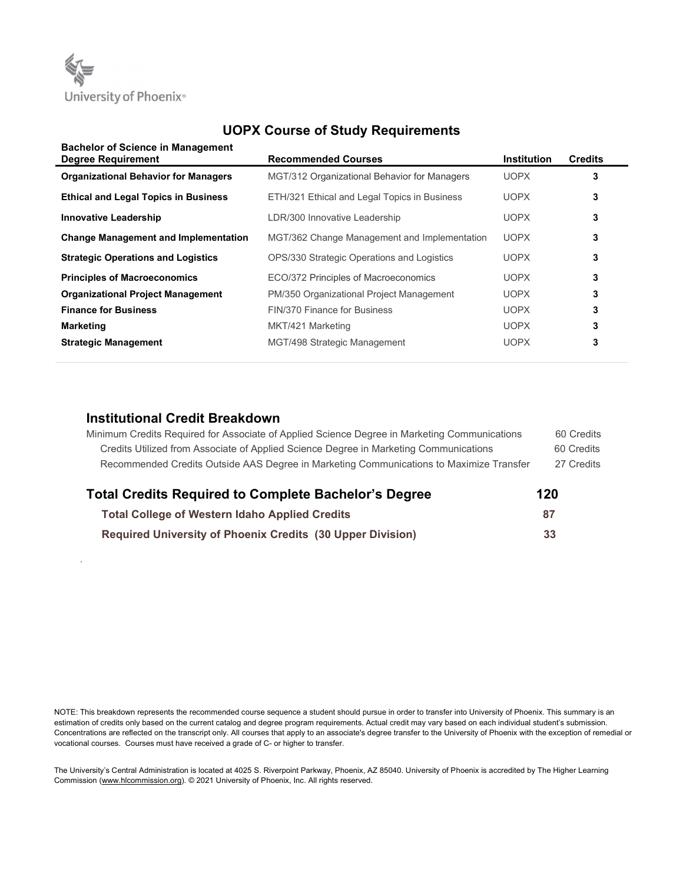University of Phoenix®

## UOPX Course of Study Requirements

| Bachelor of Science in Management Degree Requirement | Recommended Courses | Institution | Credits |
|---|---|---|---|
| **Organizational Behavior for Managers** | MGT/312 Organizational Behavior for Managers | UOPX | 3 |
| **Ethical and Legal Topics in Business** | ETH/321 Ethical and Legal Topics in Business | UOPX | 3 |
| **Innovative Leadership** | LDR/300 Innovative Leadership | UOPX | 3 |
| **Change Management and Implementation** | MGT/362 Change Management and Implementation | UOPX | 3 |
| **Strategic Operations and Logistics** | OPS/330 Strategic Operations and Logistics | UOPX | 3 |
| **Principles of Macroeconomics** | ECO/372 Principles of Macroeconomics | UOPX | 3 |
| **Organizational Project Management** | PM/350 Organizational Project Management | UOPX | 3 |
| **Finance for Business** | FIN/370 Finance for Business | UOPX | 3 |
| **Marketing** | MKT/421 Marketing | UOPX | 3 |
| **Strategic Management** | MGT/498 Strategic Management | UOPX | 3 |

### Institutional Credit Breakdown

| | |
|---|---|
| Minimum Credits Required for Associate of Applied Science Degree in Marketing Communications | 60 Credits |
| Credits Utilized from Associate of Applied Science Degree in Marketing Communications | 60 Credits |
| Recommended Credits Outside AAS Degree in Marketing Communications to Maximize Transfer | 27 Credits |

| | |
|---|---|
| **Total Credits Required to Complete Bachelor's Degree** | **120** |
| **Total College of Western Idaho Applied Credits** | **87** |
| **Required University of Phoenix Credits (30 Upper Division)** | **33** |

NOTE: This breakdown represents the recommended course sequence a student should pursue in order to transfer into University of Phoenix. This summary is an estimation of credits only based on the current catalog and degree program requirements. Actual credit may vary based on each individual student's submission. Concentrations are reflected on the transcript only. All courses that apply to an associate's degree transfer to the University of Phoenix with the exception of remedial or vocational courses. Courses must have received a grade of C- or higher to transfer.

The University's Central Administration is located at 4025 S. Riverpoint Parkway, Phoenix, AZ 85040. University of Phoenix is accredited by The Higher Learning Commission (www.hlcommission.org). © 2021 University of Phoenix, Inc. All rights reserved.